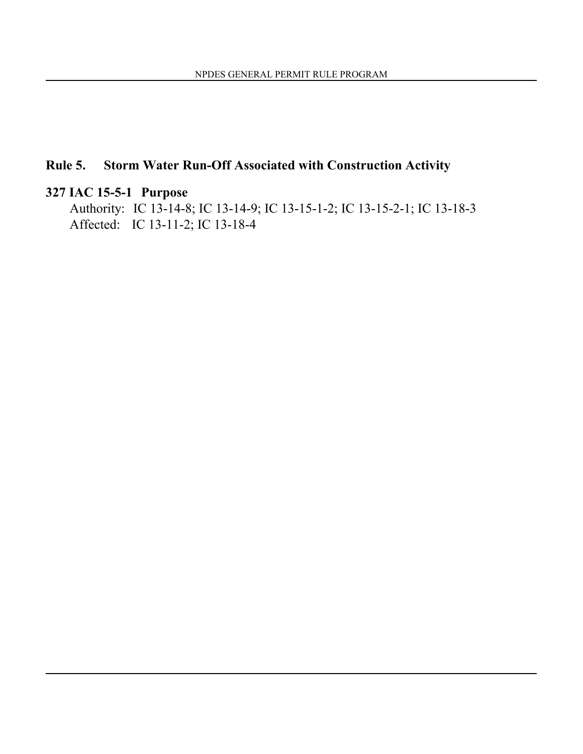## Rule 5. Storm Water Run-Off Associated with Construction Activity

### 327 IAC 15-5-1 Purpose

Authority: IC 13-14-8; IC 13-14-9; IC 13-15-1-2; IC 13-15-2-1; IC 13-18-3
Affected: IC 13-11-2; IC 13-18-4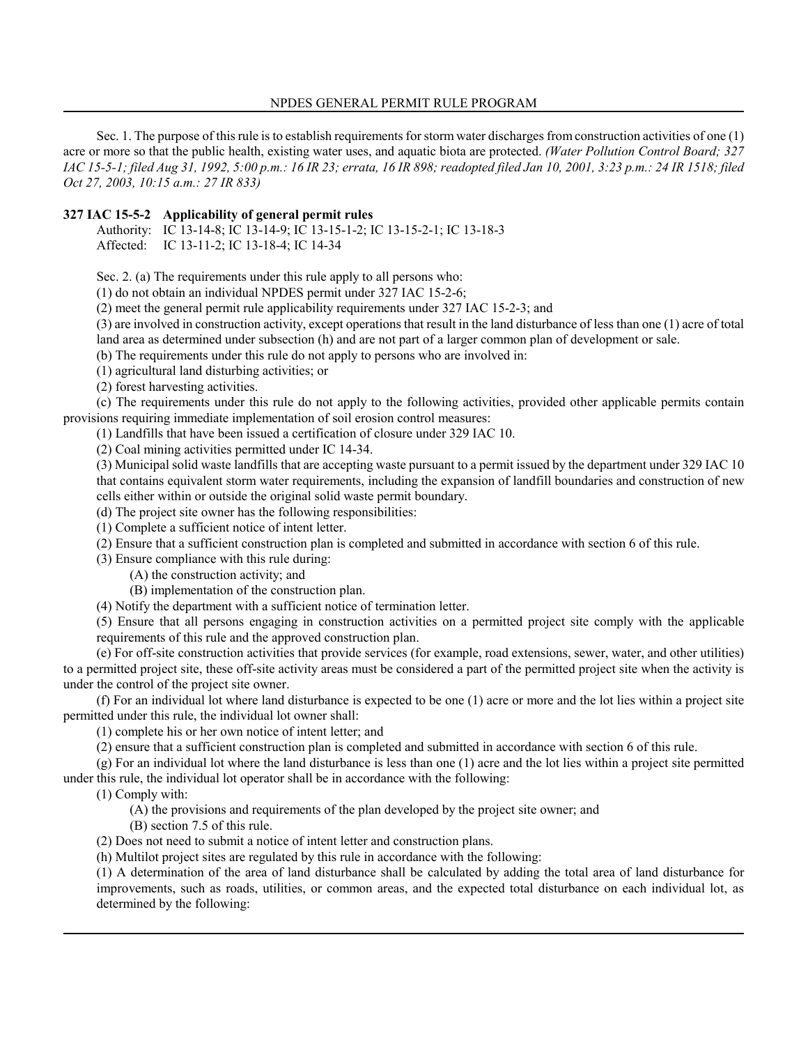Sec. 1. The purpose of this rule is to establish requirements for storm water discharges from construction activities of one (1) acre or more so that the public health, existing water uses, and aquatic biota are protected. *(Water Pollution Control Board; 327 IAC 15-5-1; filed Aug 31, 1992, 5:00 p.m.: 16 IR 23; errata, 16 IR 898; readopted filed Jan 10, 2001, 3:23 p.m.: 24 IR 1518; filed Oct 27, 2003, 10:15 a.m.: 27 IR 833)*

**327 IAC 15-5-2 Applicability of general permit rules**

Authority: IC 13-14-8; IC 13-14-9; IC 13-15-1-2; IC 13-15-2-1; IC 13-18-3
Affected: IC 13-11-2; IC 13-18-4; IC 14-34

Sec. 2. (a) The requirements under this rule apply to all persons who:

(1) do not obtain an individual NPDES permit under 327 IAC 15-2-6;

(2) meet the general permit rule applicability requirements under 327 IAC 15-2-3; and

(3) are involved in construction activity, except operations that result in the land disturbance of less than one (1) acre of total land area as determined under subsection (h) and are not part of a larger common plan of development or sale.

(b) The requirements under this rule do not apply to persons who are involved in:

(1) agricultural land disturbing activities; or

(2) forest harvesting activities.

(c) The requirements under this rule do not apply to the following activities, provided other applicable permits contain provisions requiring immediate implementation of soil erosion control measures:

(1) Landfills that have been issued a certification of closure under 329 IAC 10.

(2) Coal mining activities permitted under IC 14-34.

(3) Municipal solid waste landfills that are accepting waste pursuant to a permit issued by the department under 329 IAC 10 that contains equivalent storm water requirements, including the expansion of landfill boundaries and construction of new cells either within or outside the original solid waste permit boundary.

(d) The project site owner has the following responsibilities:

(1) Complete a sufficient notice of intent letter.

(2) Ensure that a sufficient construction plan is completed and submitted in accordance with section 6 of this rule.

(3) Ensure compliance with this rule during:

(A) the construction activity; and

(B) implementation of the construction plan.

(4) Notify the department with a sufficient notice of termination letter.

(5) Ensure that all persons engaging in construction activities on a permitted project site comply with the applicable requirements of this rule and the approved construction plan.

(e) For off-site construction activities that provide services (for example, road extensions, sewer, water, and other utilities) to a permitted project site, these off-site activity areas must be considered a part of the permitted project site when the activity is under the control of the project site owner.

(f) For an individual lot where land disturbance is expected to be one (1) acre or more and the lot lies within a project site permitted under this rule, the individual lot owner shall:

(1) complete his or her own notice of intent letter; and

(2) ensure that a sufficient construction plan is completed and submitted in accordance with section 6 of this rule.

(g) For an individual lot where the land disturbance is less than one (1) acre and the lot lies within a project site permitted under this rule, the individual lot operator shall be in accordance with the following:

(1) Comply with:

(A) the provisions and requirements of the plan developed by the project site owner; and

(B) section 7.5 of this rule.

(2) Does not need to submit a notice of intent letter and construction plans.

(h) Multilot project sites are regulated by this rule in accordance with the following:

(1) A determination of the area of land disturbance shall be calculated by adding the total area of land disturbance for improvements, such as roads, utilities, or common areas, and the expected total disturbance on each individual lot, as determined by the following: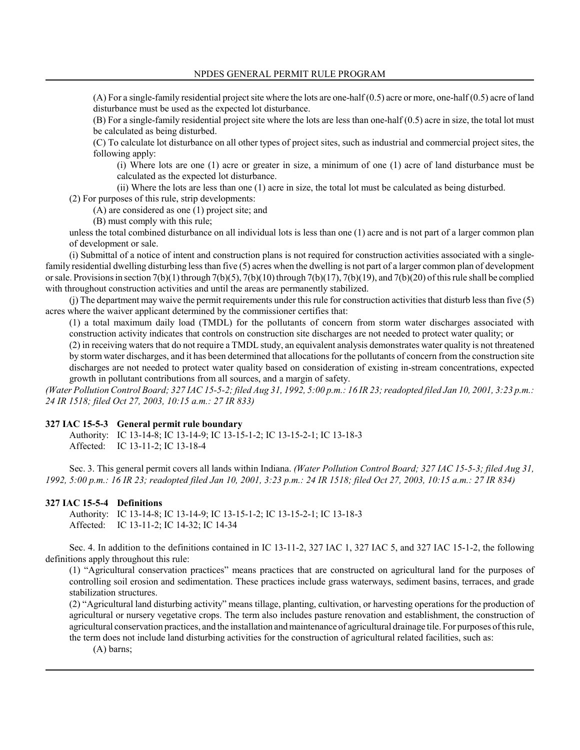(A) For a single-family residential project site where the lots are one-half (0.5) acre or more, one-half (0.5) acre of land disturbance must be used as the expected lot disturbance.

(B) For a single-family residential project site where the lots are less than one-half (0.5) acre in size, the total lot must be calculated as being disturbed.

(C) To calculate lot disturbance on all other types of project sites, such as industrial and commercial project sites, the following apply:

(i) Where lots are one (1) acre or greater in size, a minimum of one (1) acre of land disturbance must be calculated as the expected lot disturbance.

(ii) Where the lots are less than one (1) acre in size, the total lot must be calculated as being disturbed.

(2) For purposes of this rule, strip developments:

(A) are considered as one (1) project site; and

(B) must comply with this rule;

unless the total combined disturbance on all individual lots is less than one (1) acre and is not part of a larger common plan of development or sale.

(i) Submittal of a notice of intent and construction plans is not required for construction activities associated with a single-family residential dwelling disturbing less than five (5) acres when the dwelling is not part of a larger common plan of development or sale. Provisions in section 7(b)(1) through 7(b)(5), 7(b)(10) through 7(b)(17), 7(b)(19), and 7(b)(20) of this rule shall be complied with throughout construction activities and until the areas are permanently stabilized.

(j) The department may waive the permit requirements under this rule for construction activities that disturb less than five (5) acres where the waiver applicant determined by the commissioner certifies that:

(1) a total maximum daily load (TMDL) for the pollutants of concern from storm water discharges associated with construction activity indicates that controls on construction site discharges are not needed to protect water quality; or

(2) in receiving waters that do not require a TMDL study, an equivalent analysis demonstrates water quality is not threatened by storm water discharges, and it has been determined that allocations for the pollutants of concern from the construction site discharges are not needed to protect water quality based on consideration of existing in-stream concentrations, expected growth in pollutant contributions from all sources, and a margin of safety.

*(Water Pollution Control Board; 327 IAC 15-5-2; filed Aug 31, 1992, 5:00 p.m.: 16 IR 23; readopted filed Jan 10, 2001, 3:23 p.m.: 24 IR 1518; filed Oct 27, 2003, 10:15 a.m.: 27 IR 833)*

**327 IAC 15-5-3 General permit rule boundary**

Authority: IC 13-14-8; IC 13-14-9; IC 13-15-1-2; IC 13-15-2-1; IC 13-18-3
Affected: IC 13-11-2; IC 13-18-4

Sec. 3. This general permit covers all lands within Indiana. *(Water Pollution Control Board; 327 IAC 15-5-3; filed Aug 31, 1992, 5:00 p.m.: 16 IR 23; readopted filed Jan 10, 2001, 3:23 p.m.: 24 IR 1518; filed Oct 27, 2003, 10:15 a.m.: 27 IR 834)*

**327 IAC 15-5-4 Definitions**

Authority: IC 13-14-8; IC 13-14-9; IC 13-15-1-2; IC 13-15-2-1; IC 13-18-3
Affected: IC 13-11-2; IC 14-32; IC 14-34

Sec. 4. In addition to the definitions contained in IC 13-11-2, 327 IAC 1, 327 IAC 5, and 327 IAC 15-1-2, the following definitions apply throughout this rule:

(1) "Agricultural conservation practices" means practices that are constructed on agricultural land for the purposes of controlling soil erosion and sedimentation. These practices include grass waterways, sediment basins, terraces, and grade stabilization structures.

(2) "Agricultural land disturbing activity" means tillage, planting, cultivation, or harvesting operations for the production of agricultural or nursery vegetative crops. The term also includes pasture renovation and establishment, the construction of agricultural conservation practices, and the installation and maintenance of agricultural drainage tile. For purposes of this rule, the term does not include land disturbing activities for the construction of agricultural related facilities, such as:

(A) barns;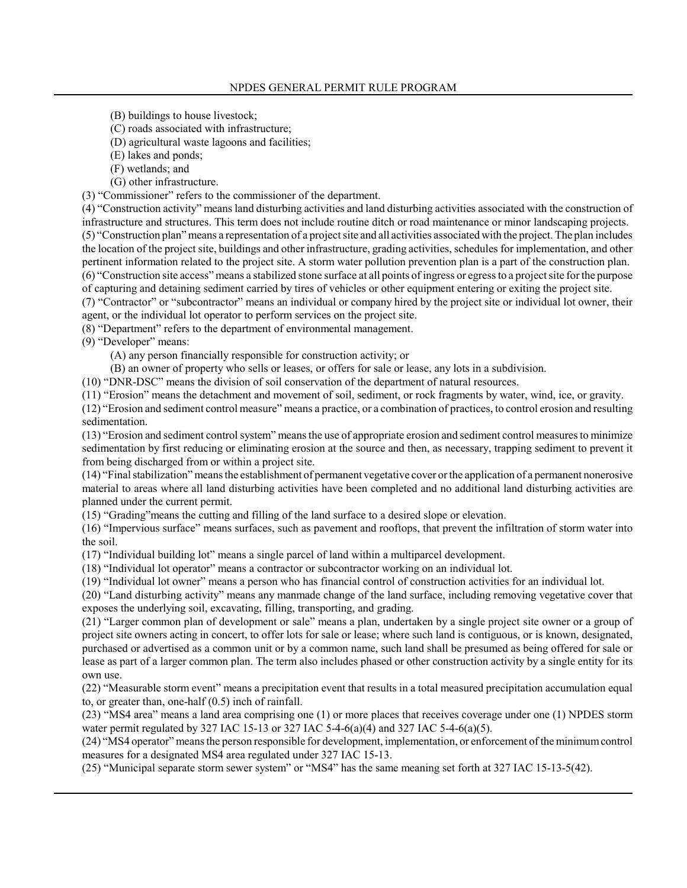(B) buildings to house livestock;

(C) roads associated with infrastructure;

(D) agricultural waste lagoons and facilities;

(E) lakes and ponds;

(F) wetlands; and

(G) other infrastructure.

(3) "Commissioner" refers to the commissioner of the department.

(4) "Construction activity" means land disturbing activities and land disturbing activities associated with the construction of infrastructure and structures. This term does not include routine ditch or road maintenance or minor landscaping projects.

(5) "Construction plan" means a representation of a project site and all activities associated with the project. The plan includes the location of the project site, buildings and other infrastructure, grading activities, schedules for implementation, and other pertinent information related to the project site. A storm water pollution prevention plan is a part of the construction plan.

(6) "Construction site access" means a stabilized stone surface at all points of ingress or egress to a project site for the purpose of capturing and detaining sediment carried by tires of vehicles or other equipment entering or exiting the project site.

(7) "Contractor" or "subcontractor" means an individual or company hired by the project site or individual lot owner, their agent, or the individual lot operator to perform services on the project site.

(8) "Department" refers to the department of environmental management.

(9) "Developer" means:

(A) any person financially responsible for construction activity; or

(B) an owner of property who sells or leases, or offers for sale or lease, any lots in a subdivision.

(10) "DNR-DSC" means the division of soil conservation of the department of natural resources.

(11) "Erosion" means the detachment and movement of soil, sediment, or rock fragments by water, wind, ice, or gravity.

(12) "Erosion and sediment control measure" means a practice, or a combination of practices, to control erosion and resulting sedimentation.

(13) "Erosion and sediment control system" means the use of appropriate erosion and sediment control measures to minimize sedimentation by first reducing or eliminating erosion at the source and then, as necessary, trapping sediment to prevent it from being discharged from or within a project site.

(14) "Final stabilization" means the establishment of permanent vegetative cover or the application of a permanent nonerosive material to areas where all land disturbing activities have been completed and no additional land disturbing activities are planned under the current permit.

(15) "Grading"means the cutting and filling of the land surface to a desired slope or elevation.

(16) "Impervious surface" means surfaces, such as pavement and rooftops, that prevent the infiltration of storm water into the soil.

(17) "Individual building lot" means a single parcel of land within a multiparcel development.

(18) "Individual lot operator" means a contractor or subcontractor working on an individual lot.

(19) "Individual lot owner" means a person who has financial control of construction activities for an individual lot.

(20) "Land disturbing activity" means any manmade change of the land surface, including removing vegetative cover that exposes the underlying soil, excavating, filling, transporting, and grading.

(21) "Larger common plan of development or sale" means a plan, undertaken by a single project site owner or a group of project site owners acting in concert, to offer lots for sale or lease; where such land is contiguous, or is known, designated, purchased or advertised as a common unit or by a common name, such land shall be presumed as being offered for sale or lease as part of a larger common plan. The term also includes phased or other construction activity by a single entity for its own use.

(22) "Measurable storm event" means a precipitation event that results in a total measured precipitation accumulation equal to, or greater than, one-half (0.5) inch of rainfall.

(23) "MS4 area" means a land area comprising one (1) or more places that receives coverage under one (1) NPDES storm water permit regulated by 327 IAC 15-13 or 327 IAC 5-4-6(a)(4) and 327 IAC 5-4-6(a)(5).

(24) "MS4 operator" means the person responsible for development, implementation, or enforcement of the minimum control measures for a designated MS4 area regulated under 327 IAC 15-13.

(25) "Municipal separate storm sewer system" or "MS4" has the same meaning set forth at 327 IAC 15-13-5(42).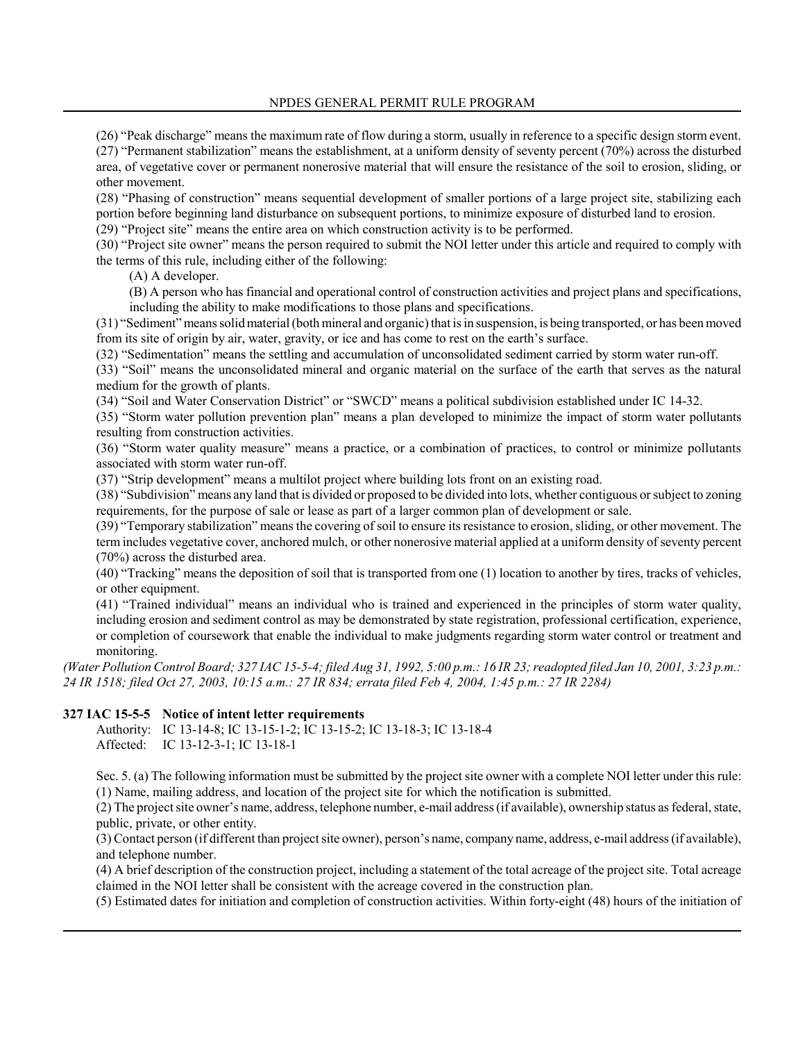(26) "Peak discharge" means the maximum rate of flow during a storm, usually in reference to a specific design storm event.

(27) "Permanent stabilization" means the establishment, at a uniform density of seventy percent (70%) across the disturbed area, of vegetative cover or permanent nonerosive material that will ensure the resistance of the soil to erosion, sliding, or other movement.

(28) "Phasing of construction" means sequential development of smaller portions of a large project site, stabilizing each portion before beginning land disturbance on subsequent portions, to minimize exposure of disturbed land to erosion.

(29) "Project site" means the entire area on which construction activity is to be performed.

(30) "Project site owner" means the person required to submit the NOI letter under this article and required to comply with the terms of this rule, including either of the following:

(A) A developer.

(B) A person who has financial and operational control of construction activities and project plans and specifications, including the ability to make modifications to those plans and specifications.

(31) "Sediment" means solid material (both mineral and organic) that is in suspension, is being transported, or has been moved from its site of origin by air, water, gravity, or ice and has come to rest on the earth's surface.

(32) "Sedimentation" means the settling and accumulation of unconsolidated sediment carried by storm water run-off.

(33) "Soil" means the unconsolidated mineral and organic material on the surface of the earth that serves as the natural medium for the growth of plants.

(34) "Soil and Water Conservation District" or "SWCD" means a political subdivision established under IC 14-32.

(35) "Storm water pollution prevention plan" means a plan developed to minimize the impact of storm water pollutants resulting from construction activities.

(36) "Storm water quality measure" means a practice, or a combination of practices, to control or minimize pollutants associated with storm water run-off.

(37) "Strip development" means a multilot project where building lots front on an existing road.

(38) "Subdivision" means any land that is divided or proposed to be divided into lots, whether contiguous or subject to zoning requirements, for the purpose of sale or lease as part of a larger common plan of development or sale.

(39) "Temporary stabilization" means the covering of soil to ensure its resistance to erosion, sliding, or other movement. The term includes vegetative cover, anchored mulch, or other nonerosive material applied at a uniform density of seventy percent (70%) across the disturbed area.

(40) "Tracking" means the deposition of soil that is transported from one (1) location to another by tires, tracks of vehicles, or other equipment.

(41) "Trained individual" means an individual who is trained and experienced in the principles of storm water quality, including erosion and sediment control as may be demonstrated by state registration, professional certification, experience, or completion of coursework that enable the individual to make judgments regarding storm water control or treatment and monitoring.

*(Water Pollution Control Board; 327 IAC 15-5-4; filed Aug 31, 1992, 5:00 p.m.: 16 IR 23; readopted filed Jan 10, 2001, 3:23 p.m.: 24 IR 1518; filed Oct 27, 2003, 10:15 a.m.: 27 IR 834; errata filed Feb 4, 2004, 1:45 p.m.: 27 IR 2284)*

**327 IAC 15-5-5 Notice of intent letter requirements**

Authority: IC 13-14-8; IC 13-15-1-2; IC 13-15-2; IC 13-18-3; IC 13-18-4
Affected: IC 13-12-3-1; IC 13-18-1

Sec. 5. (a) The following information must be submitted by the project site owner with a complete NOI letter under this rule:

(1) Name, mailing address, and location of the project site for which the notification is submitted.

(2) The project site owner's name, address, telephone number, e-mail address (if available), ownership status as federal, state, public, private, or other entity.

(3) Contact person (if different than project site owner), person's name, company name, address, e-mail address (if available), and telephone number.

(4) A brief description of the construction project, including a statement of the total acreage of the project site. Total acreage claimed in the NOI letter shall be consistent with the acreage covered in the construction plan.

(5) Estimated dates for initiation and completion of construction activities. Within forty-eight (48) hours of the initiation of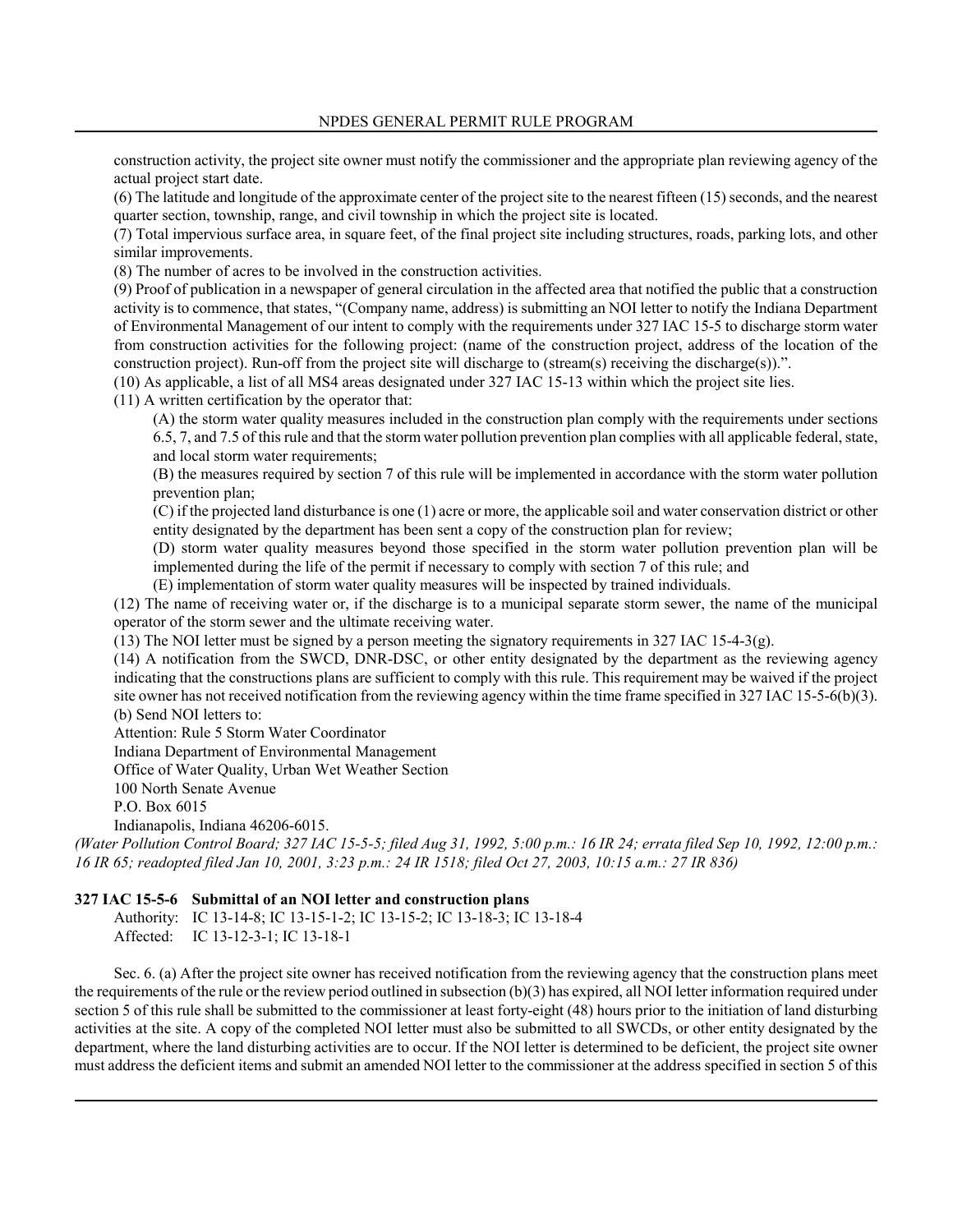construction activity, the project site owner must notify the commissioner and the appropriate plan reviewing agency of the actual project start date.

(6) The latitude and longitude of the approximate center of the project site to the nearest fifteen (15) seconds, and the nearest quarter section, township, range, and civil township in which the project site is located.

(7) Total impervious surface area, in square feet, of the final project site including structures, roads, parking lots, and other similar improvements.

(8) The number of acres to be involved in the construction activities.

(9) Proof of publication in a newspaper of general circulation in the affected area that notified the public that a construction activity is to commence, that states, "(Company name, address) is submitting an NOI letter to notify the Indiana Department of Environmental Management of our intent to comply with the requirements under 327 IAC 15-5 to discharge storm water from construction activities for the following project: (name of the construction project, address of the location of the construction project). Run-off from the project site will discharge to (stream(s) receiving the discharge(s)).".

(10) As applicable, a list of all MS4 areas designated under 327 IAC 15-13 within which the project site lies.

(11) A written certification by the operator that:

(A) the storm water quality measures included in the construction plan comply with the requirements under sections 6.5, 7, and 7.5 of this rule and that the storm water pollution prevention plan complies with all applicable federal, state, and local storm water requirements;

(B) the measures required by section 7 of this rule will be implemented in accordance with the storm water pollution prevention plan;

(C) if the projected land disturbance is one (1) acre or more, the applicable soil and water conservation district or other entity designated by the department has been sent a copy of the construction plan for review;

(D) storm water quality measures beyond those specified in the storm water pollution prevention plan will be implemented during the life of the permit if necessary to comply with section 7 of this rule; and

(E) implementation of storm water quality measures will be inspected by trained individuals.

(12) The name of receiving water or, if the discharge is to a municipal separate storm sewer, the name of the municipal operator of the storm sewer and the ultimate receiving water.

(13) The NOI letter must be signed by a person meeting the signatory requirements in 327 IAC 15-4-3(g).

(14) A notification from the SWCD, DNR-DSC, or other entity designated by the department as the reviewing agency indicating that the constructions plans are sufficient to comply with this rule. This requirement may be waived if the project site owner has not received notification from the reviewing agency within the time frame specified in 327 IAC 15-5-6(b)(3).

(b) Send NOI letters to:

Attention: Rule 5 Storm Water Coordinator
Indiana Department of Environmental Management
Office of Water Quality, Urban Wet Weather Section
100 North Senate Avenue
P.O. Box 6015
Indianapolis, Indiana 46206-6015.

*(Water Pollution Control Board; 327 IAC 15-5-5; filed Aug 31, 1992, 5:00 p.m.: 16 IR 24; errata filed Sep 10, 1992, 12:00 p.m.: 16 IR 65; readopted filed Jan 10, 2001, 3:23 p.m.: 24 IR 1518; filed Oct 27, 2003, 10:15 a.m.: 27 IR 836)*

**327 IAC 15-5-6 Submittal of an NOI letter and construction plans**

Authority: IC 13-14-8; IC 13-15-1-2; IC 13-15-2; IC 13-18-3; IC 13-18-4
Affected: IC 13-12-3-1; IC 13-18-1

Sec. 6. (a) After the project site owner has received notification from the reviewing agency that the construction plans meet the requirements of the rule or the review period outlined in subsection (b)(3) has expired, all NOI letter information required under section 5 of this rule shall be submitted to the commissioner at least forty-eight (48) hours prior to the initiation of land disturbing activities at the site. A copy of the completed NOI letter must also be submitted to all SWCDs, or other entity designated by the department, where the land disturbing activities are to occur. If the NOI letter is determined to be deficient, the project site owner must address the deficient items and submit an amended NOI letter to the commissioner at the address specified in section 5 of this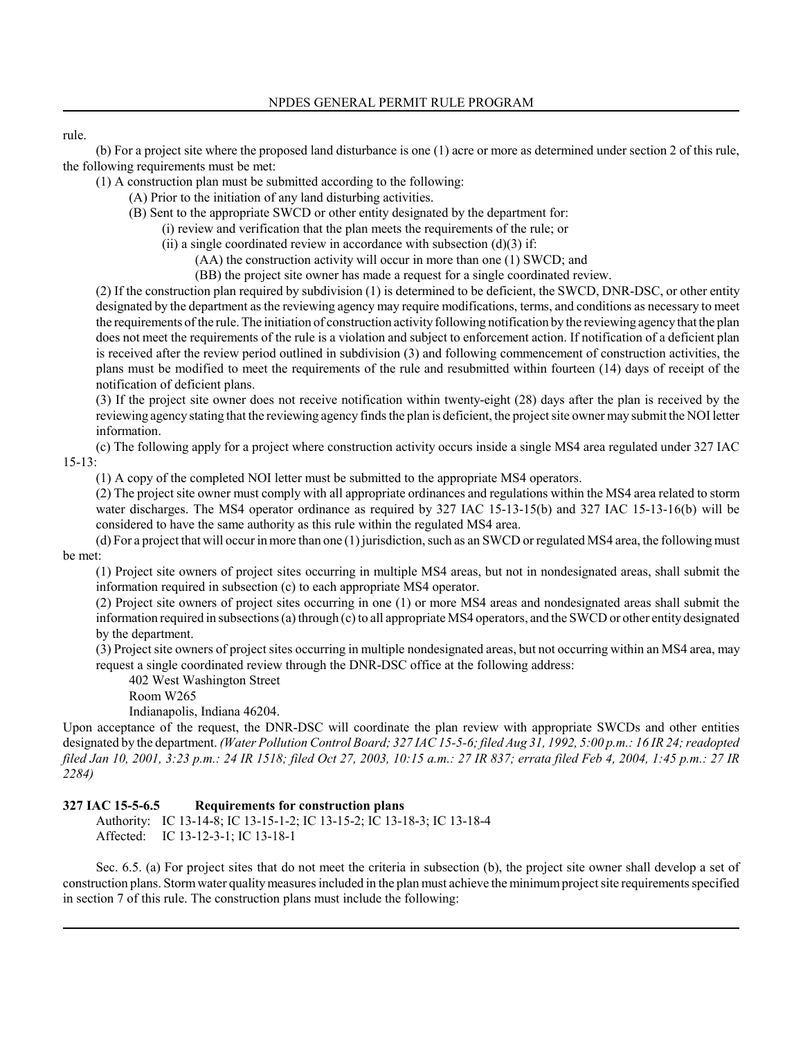rule.

(b) For a project site where the proposed land disturbance is one (1) acre or more as determined under section 2 of this rule, the following requirements must be met:

(1) A construction plan must be submitted according to the following:

(A) Prior to the initiation of any land disturbing activities.

(B) Sent to the appropriate SWCD or other entity designated by the department for:

(i) review and verification that the plan meets the requirements of the rule; or

(ii) a single coordinated review in accordance with subsection (d)(3) if:

(AA) the construction activity will occur in more than one (1) SWCD; and

(BB) the project site owner has made a request for a single coordinated review.

(2) If the construction plan required by subdivision (1) is determined to be deficient, the SWCD, DNR-DSC, or other entity designated by the department as the reviewing agency may require modifications, terms, and conditions as necessary to meet the requirements of the rule. The initiation of construction activity following notification by the reviewing agency that the plan does not meet the requirements of the rule is a violation and subject to enforcement action. If notification of a deficient plan is received after the review period outlined in subdivision (3) and following commencement of construction activities, the plans must be modified to meet the requirements of the rule and resubmitted within fourteen (14) days of receipt of the notification of deficient plans.

(3) If the project site owner does not receive notification within twenty-eight (28) days after the plan is received by the reviewing agency stating that the reviewing agency finds the plan is deficient, the project site owner may submit the NOI letter information.

(c) The following apply for a project where construction activity occurs inside a single MS4 area regulated under 327 IAC 15-13:

(1) A copy of the completed NOI letter must be submitted to the appropriate MS4 operators.

(2) The project site owner must comply with all appropriate ordinances and regulations within the MS4 area related to storm water discharges. The MS4 operator ordinance as required by 327 IAC 15-13-15(b) and 327 IAC 15-13-16(b) will be considered to have the same authority as this rule within the regulated MS4 area.

(d) For a project that will occur in more than one (1) jurisdiction, such as an SWCD or regulated MS4 area, the following must be met:

(1) Project site owners of project sites occurring in multiple MS4 areas, but not in nondesignated areas, shall submit the information required in subsection (c) to each appropriate MS4 operator.

(2) Project site owners of project sites occurring in one (1) or more MS4 areas and nondesignated areas shall submit the information required in subsections (a) through (c) to all appropriate MS4 operators, and the SWCD or other entity designated by the department.

(3) Project site owners of project sites occurring in multiple nondesignated areas, but not occurring within an MS4 area, may request a single coordinated review through the DNR-DSC office at the following address:

402 West Washington Street
Room W265
Indianapolis, Indiana 46204.

Upon acceptance of the request, the DNR-DSC will coordinate the plan review with appropriate SWCDs and other entities designated by the department. *(Water Pollution Control Board; 327 IAC 15-5-6; filed Aug 31, 1992, 5:00 p.m.: 16 IR 24; readopted filed Jan 10, 2001, 3:23 p.m.: 24 IR 1518; filed Oct 27, 2003, 10:15 a.m.: 27 IR 837; errata filed Feb 4, 2004, 1:45 p.m.: 27 IR 2284)*

**327 IAC 15-5-6.5 Requirements for construction plans**

Authority: IC 13-14-8; IC 13-15-1-2; IC 13-15-2; IC 13-18-3; IC 13-18-4
Affected: IC 13-12-3-1; IC 13-18-1

Sec. 6.5. (a) For project sites that do not meet the criteria in subsection (b), the project site owner shall develop a set of construction plans. Storm water quality measures included in the plan must achieve the minimum project site requirements specified in section 7 of this rule. The construction plans must include the following: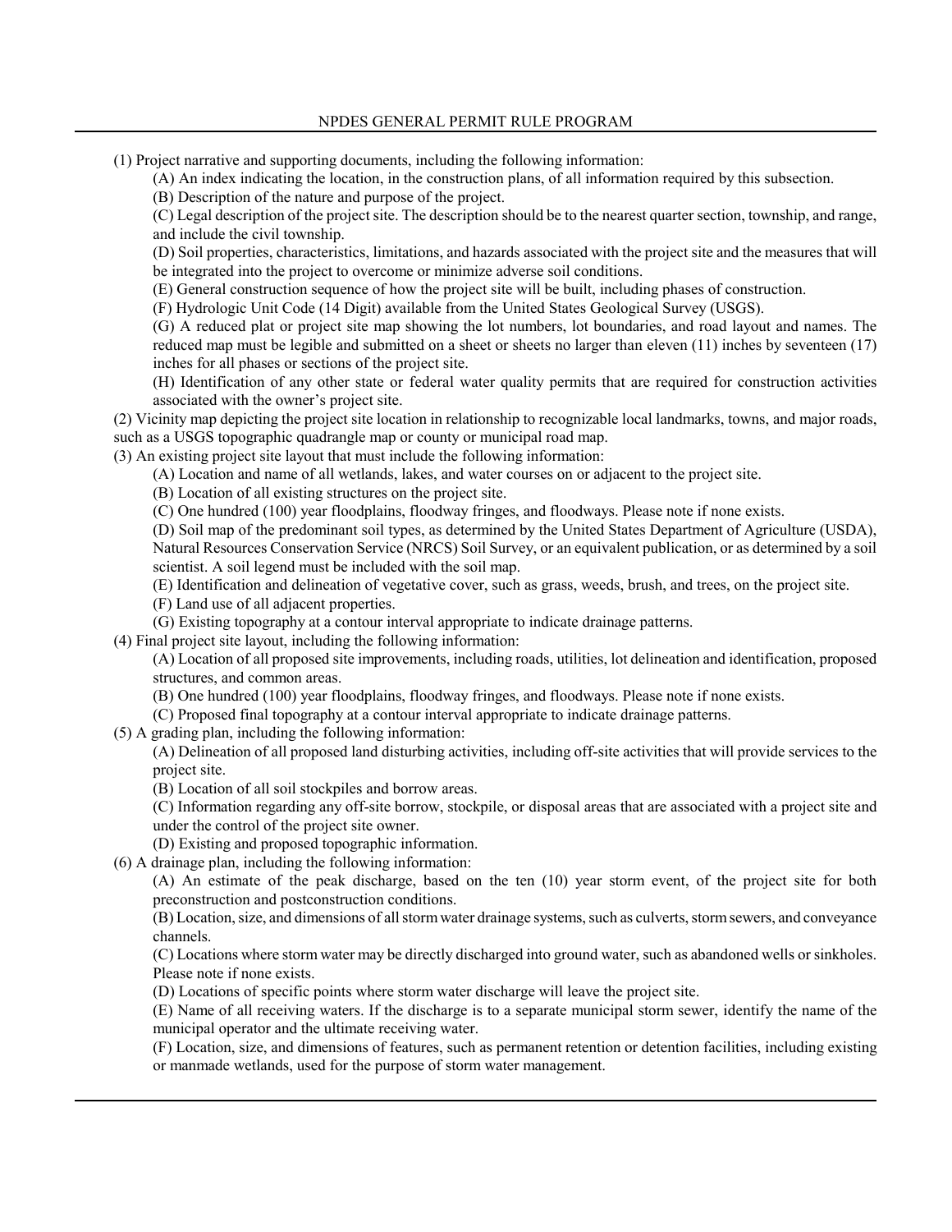(1) Project narrative and supporting documents, including the following information:

(A) An index indicating the location, in the construction plans, of all information required by this subsection.

(B) Description of the nature and purpose of the project.

(C) Legal description of the project site. The description should be to the nearest quarter section, township, and range, and include the civil township.

(D) Soil properties, characteristics, limitations, and hazards associated with the project site and the measures that will be integrated into the project to overcome or minimize adverse soil conditions.

(E) General construction sequence of how the project site will be built, including phases of construction.

(F) Hydrologic Unit Code (14 Digit) available from the United States Geological Survey (USGS).

(G) A reduced plat or project site map showing the lot numbers, lot boundaries, and road layout and names. The reduced map must be legible and submitted on a sheet or sheets no larger than eleven (11) inches by seventeen (17) inches for all phases or sections of the project site.

(H) Identification of any other state or federal water quality permits that are required for construction activities associated with the owner's project site.

(2) Vicinity map depicting the project site location in relationship to recognizable local landmarks, towns, and major roads, such as a USGS topographic quadrangle map or county or municipal road map.

(3) An existing project site layout that must include the following information:

(A) Location and name of all wetlands, lakes, and water courses on or adjacent to the project site.

(B) Location of all existing structures on the project site.

(C) One hundred (100) year floodplains, floodway fringes, and floodways. Please note if none exists.

(D) Soil map of the predominant soil types, as determined by the United States Department of Agriculture (USDA), Natural Resources Conservation Service (NRCS) Soil Survey, or an equivalent publication, or as determined by a soil scientist. A soil legend must be included with the soil map.

(E) Identification and delineation of vegetative cover, such as grass, weeds, brush, and trees, on the project site.

(F) Land use of all adjacent properties.

(G) Existing topography at a contour interval appropriate to indicate drainage patterns.

(4) Final project site layout, including the following information:

(A) Location of all proposed site improvements, including roads, utilities, lot delineation and identification, proposed structures, and common areas.

(B) One hundred (100) year floodplains, floodway fringes, and floodways. Please note if none exists.

(C) Proposed final topography at a contour interval appropriate to indicate drainage patterns.

(5) A grading plan, including the following information:

(A) Delineation of all proposed land disturbing activities, including off-site activities that will provide services to the project site.

(B) Location of all soil stockpiles and borrow areas.

(C) Information regarding any off-site borrow, stockpile, or disposal areas that are associated with a project site and under the control of the project site owner.

(D) Existing and proposed topographic information.

(6) A drainage plan, including the following information:

(A) An estimate of the peak discharge, based on the ten (10) year storm event, of the project site for both preconstruction and postconstruction conditions.

(B) Location, size, and dimensions of all storm water drainage systems, such as culverts, storm sewers, and conveyance channels.

(C) Locations where storm water may be directly discharged into ground water, such as abandoned wells or sinkholes. Please note if none exists.

(D) Locations of specific points where storm water discharge will leave the project site.

(E) Name of all receiving waters. If the discharge is to a separate municipal storm sewer, identify the name of the municipal operator and the ultimate receiving water.

(F) Location, size, and dimensions of features, such as permanent retention or detention facilities, including existing or manmade wetlands, used for the purpose of storm water management.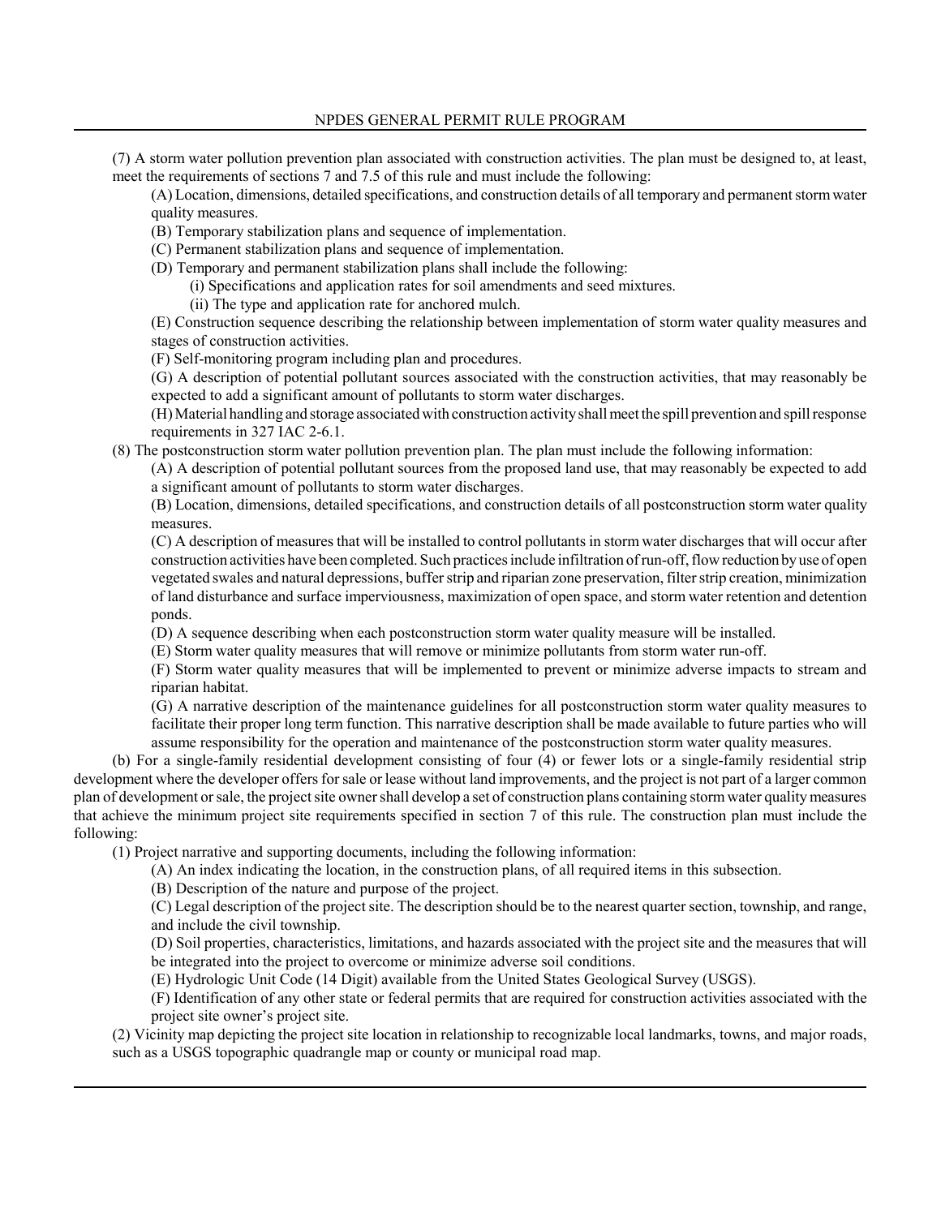(7) A storm water pollution prevention plan associated with construction activities. The plan must be designed to, at least, meet the requirements of sections 7 and 7.5 of this rule and must include the following:

(A) Location, dimensions, detailed specifications, and construction details of all temporary and permanent storm water quality measures.

(B) Temporary stabilization plans and sequence of implementation.

(C) Permanent stabilization plans and sequence of implementation.

(D) Temporary and permanent stabilization plans shall include the following:

(i) Specifications and application rates for soil amendments and seed mixtures.

(ii) The type and application rate for anchored mulch.

(E) Construction sequence describing the relationship between implementation of storm water quality measures and stages of construction activities.

(F) Self-monitoring program including plan and procedures.

(G) A description of potential pollutant sources associated with the construction activities, that may reasonably be expected to add a significant amount of pollutants to storm water discharges.

(H) Material handling and storage associated with construction activity shall meet the spill prevention and spill response requirements in 327 IAC 2-6.1.

(8) The postconstruction storm water pollution prevention plan. The plan must include the following information:

(A) A description of potential pollutant sources from the proposed land use, that may reasonably be expected to add a significant amount of pollutants to storm water discharges.

(B) Location, dimensions, detailed specifications, and construction details of all postconstruction storm water quality measures.

(C) A description of measures that will be installed to control pollutants in storm water discharges that will occur after construction activities have been completed. Such practices include infiltration of run-off, flow reduction by use of open vegetated swales and natural depressions, buffer strip and riparian zone preservation, filter strip creation, minimization of land disturbance and surface imperviousness, maximization of open space, and storm water retention and detention ponds.

(D) A sequence describing when each postconstruction storm water quality measure will be installed.

(E) Storm water quality measures that will remove or minimize pollutants from storm water run-off.

(F) Storm water quality measures that will be implemented to prevent or minimize adverse impacts to stream and riparian habitat.

(G) A narrative description of the maintenance guidelines for all postconstruction storm water quality measures to facilitate their proper long term function. This narrative description shall be made available to future parties who will assume responsibility for the operation and maintenance of the postconstruction storm water quality measures.

(b) For a single-family residential development consisting of four (4) or fewer lots or a single-family residential strip development where the developer offers for sale or lease without land improvements, and the project is not part of a larger common plan of development or sale, the project site owner shall develop a set of construction plans containing storm water quality measures that achieve the minimum project site requirements specified in section 7 of this rule. The construction plan must include the following:

(1) Project narrative and supporting documents, including the following information:

(A) An index indicating the location, in the construction plans, of all required items in this subsection.

(B) Description of the nature and purpose of the project.

(C) Legal description of the project site. The description should be to the nearest quarter section, township, and range, and include the civil township.

(D) Soil properties, characteristics, limitations, and hazards associated with the project site and the measures that will be integrated into the project to overcome or minimize adverse soil conditions.

(E) Hydrologic Unit Code (14 Digit) available from the United States Geological Survey (USGS).

(F) Identification of any other state or federal permits that are required for construction activities associated with the project site owner's project site.

(2) Vicinity map depicting the project site location in relationship to recognizable local landmarks, towns, and major roads, such as a USGS topographic quadrangle map or county or municipal road map.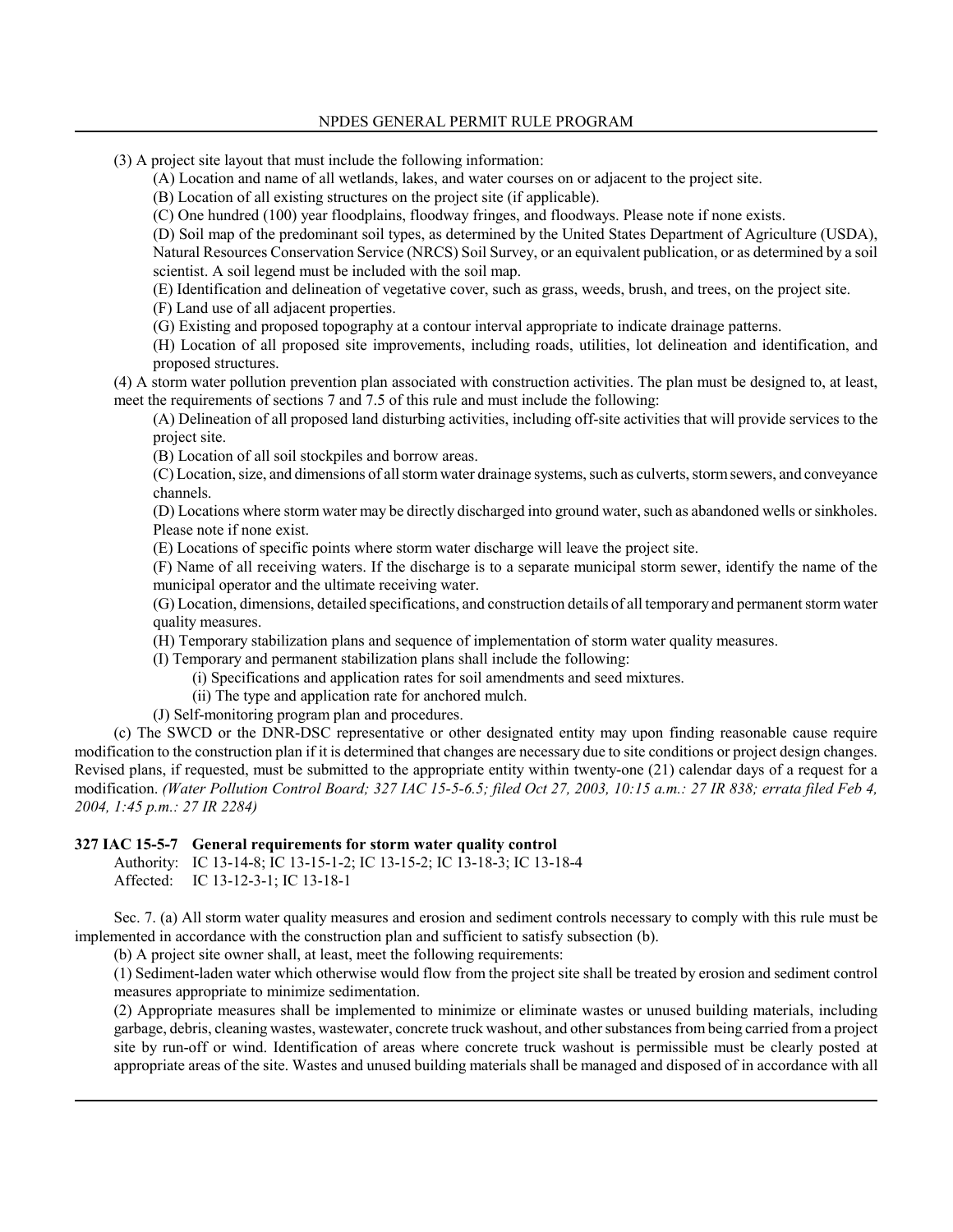(3) A project site layout that must include the following information:

(A) Location and name of all wetlands, lakes, and water courses on or adjacent to the project site.

(B) Location of all existing structures on the project site (if applicable).

(C) One hundred (100) year floodplains, floodway fringes, and floodways. Please note if none exists.

(D) Soil map of the predominant soil types, as determined by the United States Department of Agriculture (USDA), Natural Resources Conservation Service (NRCS) Soil Survey, or an equivalent publication, or as determined by a soil scientist. A soil legend must be included with the soil map.

(E) Identification and delineation of vegetative cover, such as grass, weeds, brush, and trees, on the project site.

(F) Land use of all adjacent properties.

(G) Existing and proposed topography at a contour interval appropriate to indicate drainage patterns.

(H) Location of all proposed site improvements, including roads, utilities, lot delineation and identification, and proposed structures.

(4) A storm water pollution prevention plan associated with construction activities. The plan must be designed to, at least, meet the requirements of sections 7 and 7.5 of this rule and must include the following:

(A) Delineation of all proposed land disturbing activities, including off-site activities that will provide services to the project site.

(B) Location of all soil stockpiles and borrow areas.

(C) Location, size, and dimensions of all storm water drainage systems, such as culverts, storm sewers, and conveyance channels.

(D) Locations where storm water may be directly discharged into ground water, such as abandoned wells or sinkholes. Please note if none exist.

(E) Locations of specific points where storm water discharge will leave the project site.

(F) Name of all receiving waters. If the discharge is to a separate municipal storm sewer, identify the name of the municipal operator and the ultimate receiving water.

(G) Location, dimensions, detailed specifications, and construction details of all temporary and permanent storm water quality measures.

(H) Temporary stabilization plans and sequence of implementation of storm water quality measures.

(I) Temporary and permanent stabilization plans shall include the following:

(i) Specifications and application rates for soil amendments and seed mixtures.

(ii) The type and application rate for anchored mulch.

(J) Self-monitoring program plan and procedures.

(c) The SWCD or the DNR-DSC representative or other designated entity may upon finding reasonable cause require modification to the construction plan if it is determined that changes are necessary due to site conditions or project design changes. Revised plans, if requested, must be submitted to the appropriate entity within twenty-one (21) calendar days of a request for a modification. *(Water Pollution Control Board; 327 IAC 15-5-6.5; filed Oct 27, 2003, 10:15 a.m.: 27 IR 838; errata filed Feb 4, 2004, 1:45 p.m.: 27 IR 2284)*

**327 IAC 15-5-7 General requirements for storm water quality control**

Authority: IC 13-14-8; IC 13-15-1-2; IC 13-15-2; IC 13-18-3; IC 13-18-4
Affected: IC 13-12-3-1; IC 13-18-1

Sec. 7. (a) All storm water quality measures and erosion and sediment controls necessary to comply with this rule must be implemented in accordance with the construction plan and sufficient to satisfy subsection (b).

(b) A project site owner shall, at least, meet the following requirements:

(1) Sediment-laden water which otherwise would flow from the project site shall be treated by erosion and sediment control measures appropriate to minimize sedimentation.

(2) Appropriate measures shall be implemented to minimize or eliminate wastes or unused building materials, including garbage, debris, cleaning wastes, wastewater, concrete truck washout, and other substances from being carried from a project site by run-off or wind. Identification of areas where concrete truck washout is permissible must be clearly posted at appropriate areas of the site. Wastes and unused building materials shall be managed and disposed of in accordance with all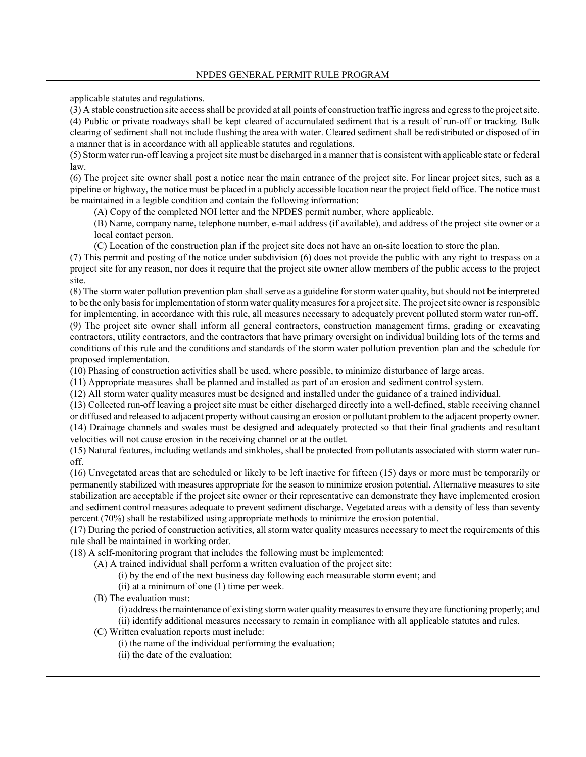applicable statutes and regulations.

(3) A stable construction site access shall be provided at all points of construction traffic ingress and egress to the project site.

(4) Public or private roadways shall be kept cleared of accumulated sediment that is a result of run-off or tracking. Bulk clearing of sediment shall not include flushing the area with water. Cleared sediment shall be redistributed or disposed of in a manner that is in accordance with all applicable statutes and regulations.

(5) Storm water run-off leaving a project site must be discharged in a manner that is consistent with applicable state or federal law.

(6) The project site owner shall post a notice near the main entrance of the project site. For linear project sites, such as a pipeline or highway, the notice must be placed in a publicly accessible location near the project field office. The notice must be maintained in a legible condition and contain the following information:

(A) Copy of the completed NOI letter and the NPDES permit number, where applicable.

(B) Name, company name, telephone number, e-mail address (if available), and address of the project site owner or a local contact person.

(C) Location of the construction plan if the project site does not have an on-site location to store the plan.

(7) This permit and posting of the notice under subdivision (6) does not provide the public with any right to trespass on a project site for any reason, nor does it require that the project site owner allow members of the public access to the project site.

(8) The storm water pollution prevention plan shall serve as a guideline for storm water quality, but should not be interpreted to be the only basis for implementation of storm water quality measures for a project site. The project site owner is responsible for implementing, in accordance with this rule, all measures necessary to adequately prevent polluted storm water run-off.

(9) The project site owner shall inform all general contractors, construction management firms, grading or excavating contractors, utility contractors, and the contractors that have primary oversight on individual building lots of the terms and conditions of this rule and the conditions and standards of the storm water pollution prevention plan and the schedule for proposed implementation.

(10) Phasing of construction activities shall be used, where possible, to minimize disturbance of large areas.

(11) Appropriate measures shall be planned and installed as part of an erosion and sediment control system.

(12) All storm water quality measures must be designed and installed under the guidance of a trained individual.

(13) Collected run-off leaving a project site must be either discharged directly into a well-defined, stable receiving channel or diffused and released to adjacent property without causing an erosion or pollutant problem to the adjacent property owner.

(14) Drainage channels and swales must be designed and adequately protected so that their final gradients and resultant velocities will not cause erosion in the receiving channel or at the outlet.

(15) Natural features, including wetlands and sinkholes, shall be protected from pollutants associated with storm water run-off.

(16) Unvegetated areas that are scheduled or likely to be left inactive for fifteen (15) days or more must be temporarily or permanently stabilized with measures appropriate for the season to minimize erosion potential. Alternative measures to site stabilization are acceptable if the project site owner or their representative can demonstrate they have implemented erosion and sediment control measures adequate to prevent sediment discharge. Vegetated areas with a density of less than seventy percent (70%) shall be restabilized using appropriate methods to minimize the erosion potential.

(17) During the period of construction activities, all storm water quality measures necessary to meet the requirements of this rule shall be maintained in working order.

(18) A self-monitoring program that includes the following must be implemented:

(A) A trained individual shall perform a written evaluation of the project site:

(i) by the end of the next business day following each measurable storm event; and

(ii) at a minimum of one (1) time per week.

(B) The evaluation must:

(i) address the maintenance of existing storm water quality measures to ensure they are functioning properly; and

(ii) identify additional measures necessary to remain in compliance with all applicable statutes and rules.

(C) Written evaluation reports must include:

(i) the name of the individual performing the evaluation;

(ii) the date of the evaluation;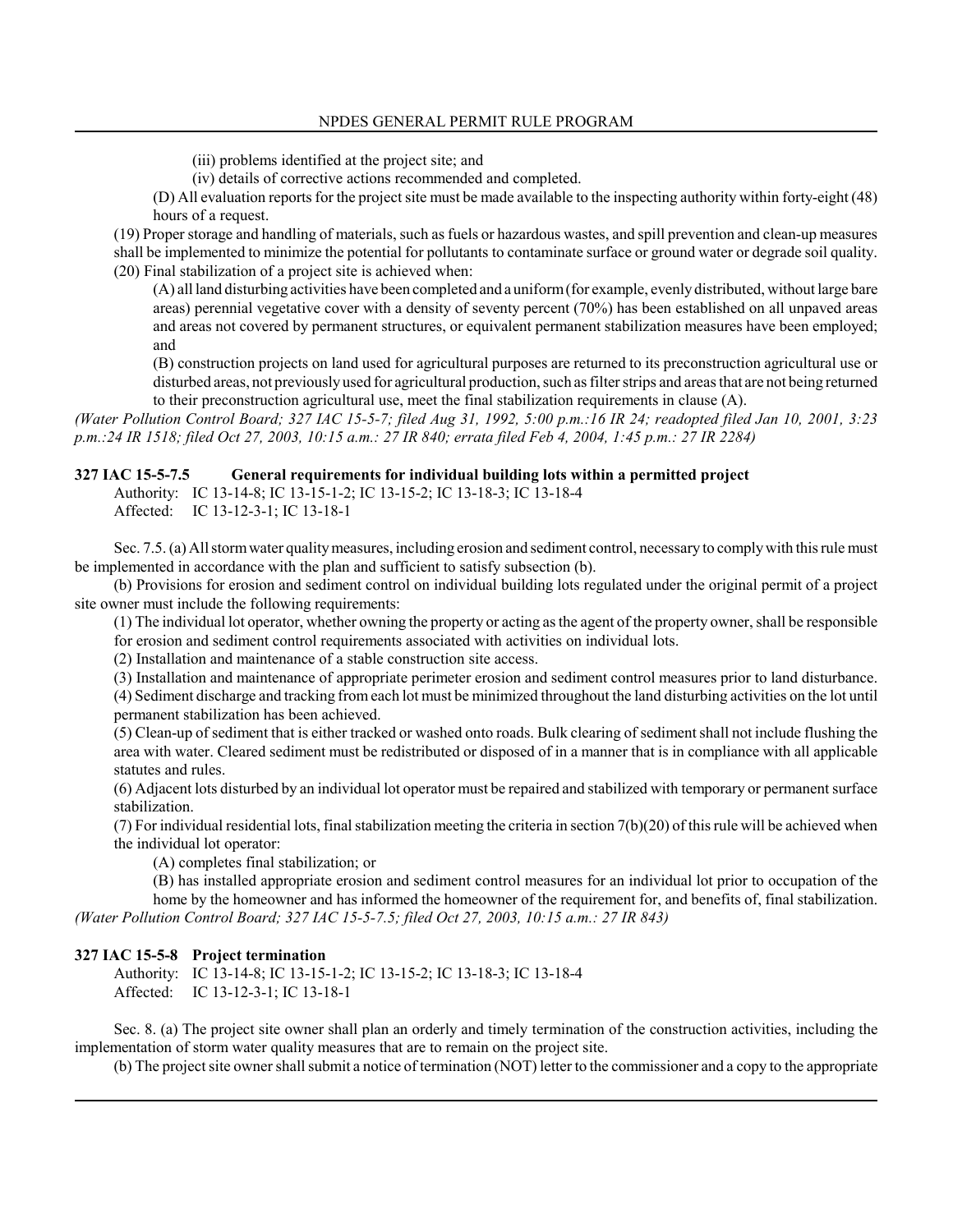(iii) problems identified at the project site; and

(iv) details of corrective actions recommended and completed.

(D) All evaluation reports for the project site must be made available to the inspecting authority within forty-eight (48) hours of a request.

(19) Proper storage and handling of materials, such as fuels or hazardous wastes, and spill prevention and clean-up measures shall be implemented to minimize the potential for pollutants to contaminate surface or ground water or degrade soil quality.

(20) Final stabilization of a project site is achieved when:

(A) all land disturbing activities have been completed and a uniform (for example, evenly distributed, without large bare areas) perennial vegetative cover with a density of seventy percent (70%) has been established on all unpaved areas and areas not covered by permanent structures, or equivalent permanent stabilization measures have been employed; and

(B) construction projects on land used for agricultural purposes are returned to its preconstruction agricultural use or disturbed areas, not previously used for agricultural production, such as filter strips and areas that are not being returned to their preconstruction agricultural use, meet the final stabilization requirements in clause (A).

*(Water Pollution Control Board; 327 IAC 15-5-7; filed Aug 31, 1992, 5:00 p.m.:16 IR 24; readopted filed Jan 10, 2001, 3:23 p.m.:24 IR 1518; filed Oct 27, 2003, 10:15 a.m.: 27 IR 840; errata filed Feb 4, 2004, 1:45 p.m.: 27 IR 2284)*

### 327 IAC 15-5-7.5 General requirements for individual building lots within a permitted project

Authority: IC 13-14-8; IC 13-15-1-2; IC 13-15-2; IC 13-18-3; IC 13-18-4
Affected: IC 13-12-3-1; IC 13-18-1

Sec. 7.5. (a) All storm water quality measures, including erosion and sediment control, necessary to comply with this rule must be implemented in accordance with the plan and sufficient to satisfy subsection (b).

(b) Provisions for erosion and sediment control on individual building lots regulated under the original permit of a project site owner must include the following requirements:

(1) The individual lot operator, whether owning the property or acting as the agent of the property owner, shall be responsible for erosion and sediment control requirements associated with activities on individual lots.

(2) Installation and maintenance of a stable construction site access.

(3) Installation and maintenance of appropriate perimeter erosion and sediment control measures prior to land disturbance.

(4) Sediment discharge and tracking from each lot must be minimized throughout the land disturbing activities on the lot until permanent stabilization has been achieved.

(5) Clean-up of sediment that is either tracked or washed onto roads. Bulk clearing of sediment shall not include flushing the area with water. Cleared sediment must be redistributed or disposed of in a manner that is in compliance with all applicable statutes and rules.

(6) Adjacent lots disturbed by an individual lot operator must be repaired and stabilized with temporary or permanent surface stabilization.

(7) For individual residential lots, final stabilization meeting the criteria in section 7(b)(20) of this rule will be achieved when the individual lot operator:

(A) completes final stabilization; or

(B) has installed appropriate erosion and sediment control measures for an individual lot prior to occupation of the home by the homeowner and has informed the homeowner of the requirement for, and benefits of, final stabilization.

*(Water Pollution Control Board; 327 IAC 15-5-7.5; filed Oct 27, 2003, 10:15 a.m.: 27 IR 843)*

### 327 IAC 15-5-8 Project termination

Authority: IC 13-14-8; IC 13-15-1-2; IC 13-15-2; IC 13-18-3; IC 13-18-4
Affected: IC 13-12-3-1; IC 13-18-1

Sec. 8. (a) The project site owner shall plan an orderly and timely termination of the construction activities, including the implementation of storm water quality measures that are to remain on the project site.

(b) The project site owner shall submit a notice of termination (NOT) letter to the commissioner and a copy to the appropriate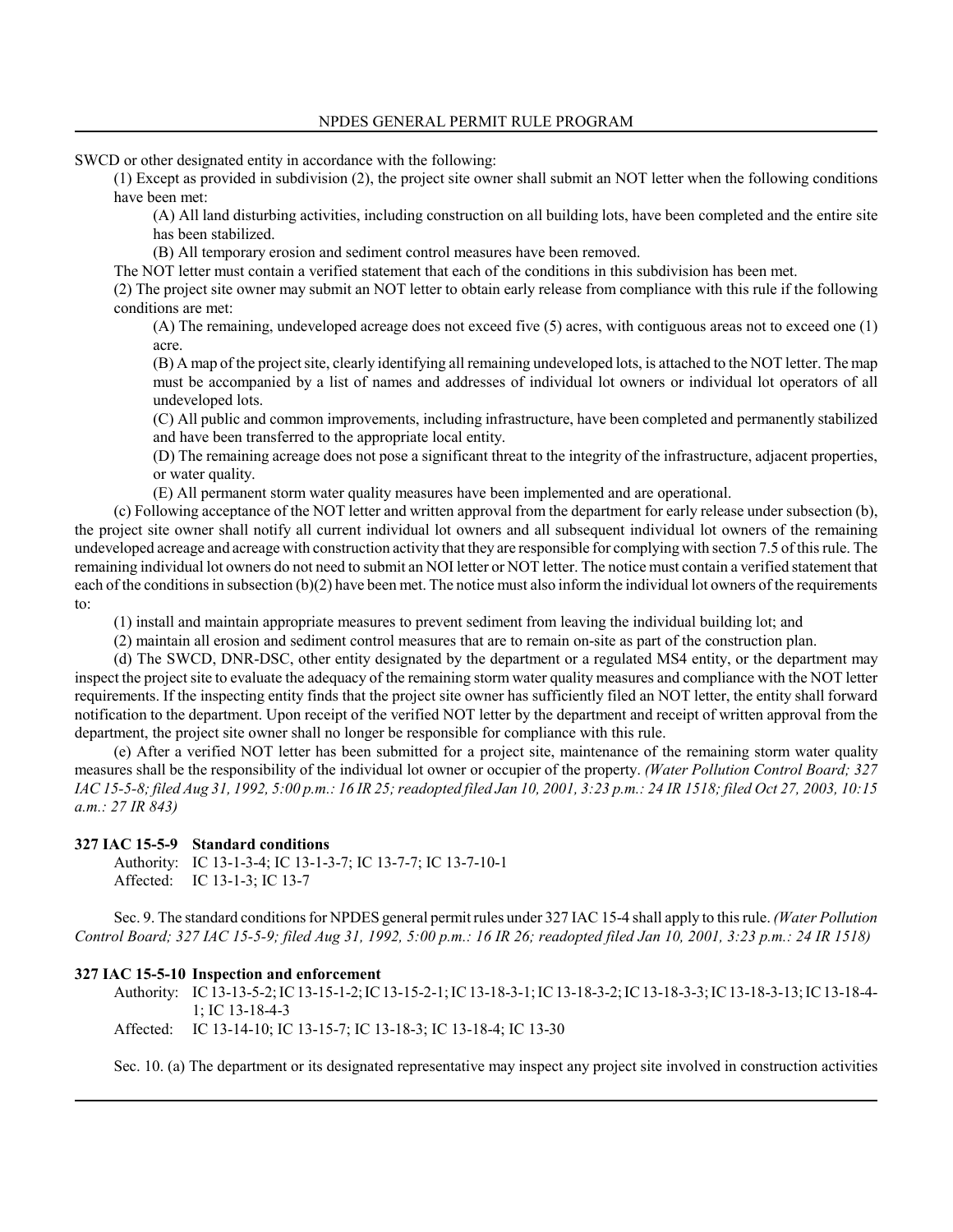SWCD or other designated entity in accordance with the following:

(1) Except as provided in subdivision (2), the project site owner shall submit an NOT letter when the following conditions have been met:

(A) All land disturbing activities, including construction on all building lots, have been completed and the entire site has been stabilized.

(B) All temporary erosion and sediment control measures have been removed.

The NOT letter must contain a verified statement that each of the conditions in this subdivision has been met.

(2) The project site owner may submit an NOT letter to obtain early release from compliance with this rule if the following conditions are met:

(A) The remaining, undeveloped acreage does not exceed five (5) acres, with contiguous areas not to exceed one (1) acre.

(B) A map of the project site, clearly identifying all remaining undeveloped lots, is attached to the NOT letter. The map must be accompanied by a list of names and addresses of individual lot owners or individual lot operators of all undeveloped lots.

(C) All public and common improvements, including infrastructure, have been completed and permanently stabilized and have been transferred to the appropriate local entity.

(D) The remaining acreage does not pose a significant threat to the integrity of the infrastructure, adjacent properties, or water quality.

(E) All permanent storm water quality measures have been implemented and are operational.

(c) Following acceptance of the NOT letter and written approval from the department for early release under subsection (b), the project site owner shall notify all current individual lot owners and all subsequent individual lot owners of the remaining undeveloped acreage and acreage with construction activity that they are responsible for complying with section 7.5 of this rule. The remaining individual lot owners do not need to submit an NOI letter or NOT letter. The notice must contain a verified statement that each of the conditions in subsection (b)(2) have been met. The notice must also inform the individual lot owners of the requirements to:

(1) install and maintain appropriate measures to prevent sediment from leaving the individual building lot; and

(2) maintain all erosion and sediment control measures that are to remain on-site as part of the construction plan.

(d) The SWCD, DNR-DSC, other entity designated by the department or a regulated MS4 entity, or the department may inspect the project site to evaluate the adequacy of the remaining storm water quality measures and compliance with the NOT letter requirements. If the inspecting entity finds that the project site owner has sufficiently filed an NOT letter, the entity shall forward notification to the department. Upon receipt of the verified NOT letter by the department and receipt of written approval from the department, the project site owner shall no longer be responsible for compliance with this rule.

(e) After a verified NOT letter has been submitted for a project site, maintenance of the remaining storm water quality measures shall be the responsibility of the individual lot owner or occupier of the property. *(Water Pollution Control Board; 327 IAC 15-5-8; filed Aug 31, 1992, 5:00 p.m.: 16 IR 25; readopted filed Jan 10, 2001, 3:23 p.m.: 24 IR 1518; filed Oct 27, 2003, 10:15 a.m.: 27 IR 843)*

**327 IAC 15-5-9 Standard conditions**

Authority: IC 13-1-3-4; IC 13-1-3-7; IC 13-7-7; IC 13-7-10-1
Affected: IC 13-1-3; IC 13-7

Sec. 9. The standard conditions for NPDES general permit rules under 327 IAC 15-4 shall apply to this rule. *(Water Pollution Control Board; 327 IAC 15-5-9; filed Aug 31, 1992, 5:00 p.m.: 16 IR 26; readopted filed Jan 10, 2001, 3:23 p.m.: 24 IR 1518)*

**327 IAC 15-5-10 Inspection and enforcement**

Authority: IC 13-13-5-2; IC 13-15-1-2; IC 13-15-2-1; IC 13-18-3-1; IC 13-18-3-2; IC 13-18-3-3; IC 13-18-3-13; IC 13-18-4-1; IC 13-18-4-3
Affected: IC 13-14-10; IC 13-15-7; IC 13-18-3; IC 13-18-4; IC 13-30

Sec. 10. (a) The department or its designated representative may inspect any project site involved in construction activities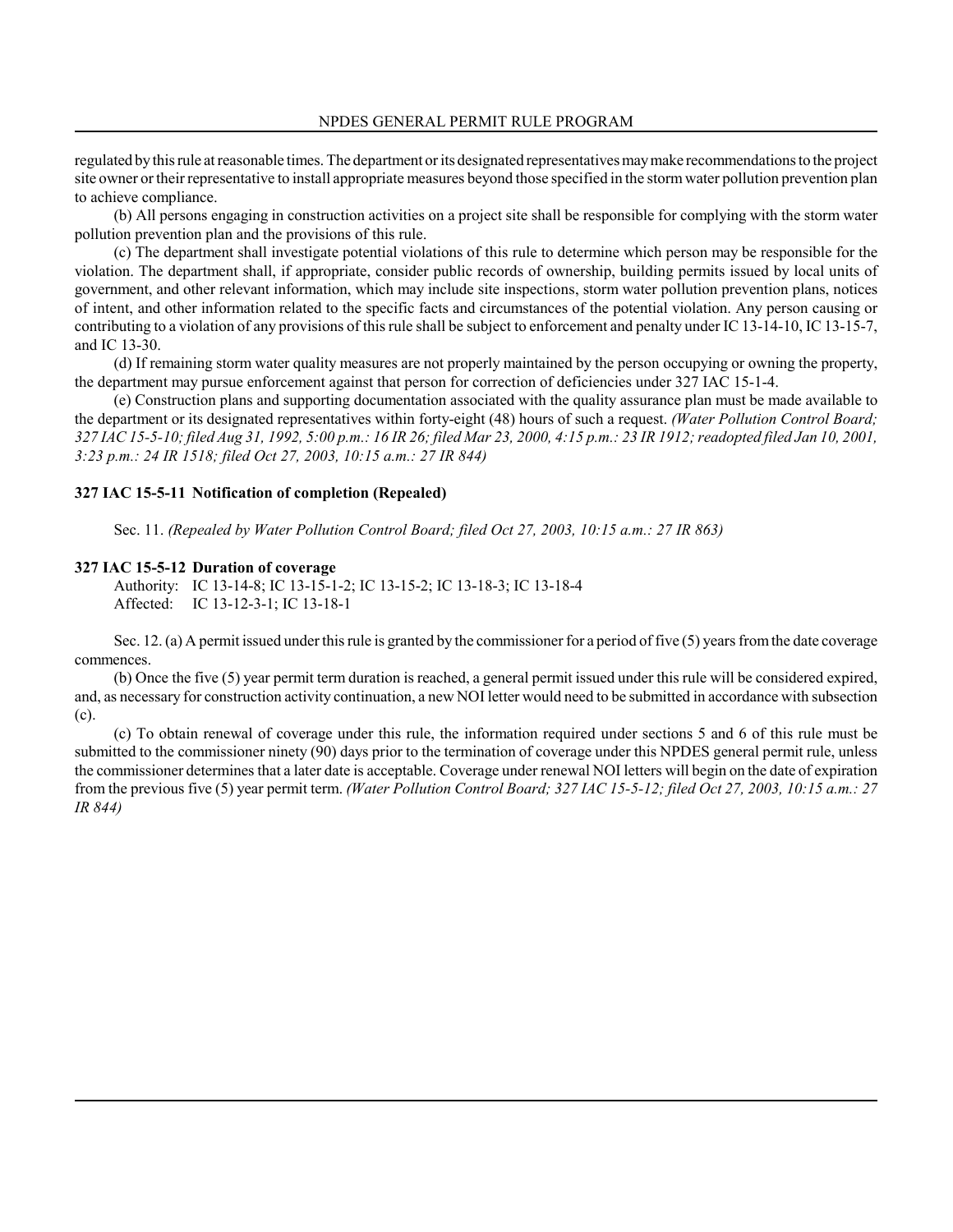regulated by this rule at reasonable times. The department or its designated representatives may make recommendations to the project site owner or their representative to install appropriate measures beyond those specified in the storm water pollution prevention plan to achieve compliance.

(b) All persons engaging in construction activities on a project site shall be responsible for complying with the storm water pollution prevention plan and the provisions of this rule.

(c) The department shall investigate potential violations of this rule to determine which person may be responsible for the violation. The department shall, if appropriate, consider public records of ownership, building permits issued by local units of government, and other relevant information, which may include site inspections, storm water pollution prevention plans, notices of intent, and other information related to the specific facts and circumstances of the potential violation. Any person causing or contributing to a violation of any provisions of this rule shall be subject to enforcement and penalty under IC 13-14-10, IC 13-15-7, and IC 13-30.

(d) If remaining storm water quality measures are not properly maintained by the person occupying or owning the property, the department may pursue enforcement against that person for correction of deficiencies under 327 IAC 15-1-4.

(e) Construction plans and supporting documentation associated with the quality assurance plan must be made available to the department or its designated representatives within forty-eight (48) hours of such a request. *(Water Pollution Control Board; 327 IAC 15-5-10; filed Aug 31, 1992, 5:00 p.m.: 16 IR 26; filed Mar 23, 2000, 4:15 p.m.: 23 IR 1912; readopted filed Jan 10, 2001, 3:23 p.m.: 24 IR 1518; filed Oct 27, 2003, 10:15 a.m.: 27 IR 844)*

**327 IAC 15-5-11 Notification of completion (Repealed)**

Sec. 11. *(Repealed by Water Pollution Control Board; filed Oct 27, 2003, 10:15 a.m.: 27 IR 863)*

**327 IAC 15-5-12 Duration of coverage**

Authority: IC 13-14-8; IC 13-15-1-2; IC 13-15-2; IC 13-18-3; IC 13-18-4
Affected: IC 13-12-3-1; IC 13-18-1

Sec. 12. (a) A permit issued under this rule is granted by the commissioner for a period of five (5) years from the date coverage commences.

(b) Once the five (5) year permit term duration is reached, a general permit issued under this rule will be considered expired, and, as necessary for construction activity continuation, a new NOI letter would need to be submitted in accordance with subsection (c).

(c) To obtain renewal of coverage under this rule, the information required under sections 5 and 6 of this rule must be submitted to the commissioner ninety (90) days prior to the termination of coverage under this NPDES general permit rule, unless the commissioner determines that a later date is acceptable. Coverage under renewal NOI letters will begin on the date of expiration from the previous five (5) year permit term. *(Water Pollution Control Board; 327 IAC 15-5-12; filed Oct 27, 2003, 10:15 a.m.: 27 IR 844)*